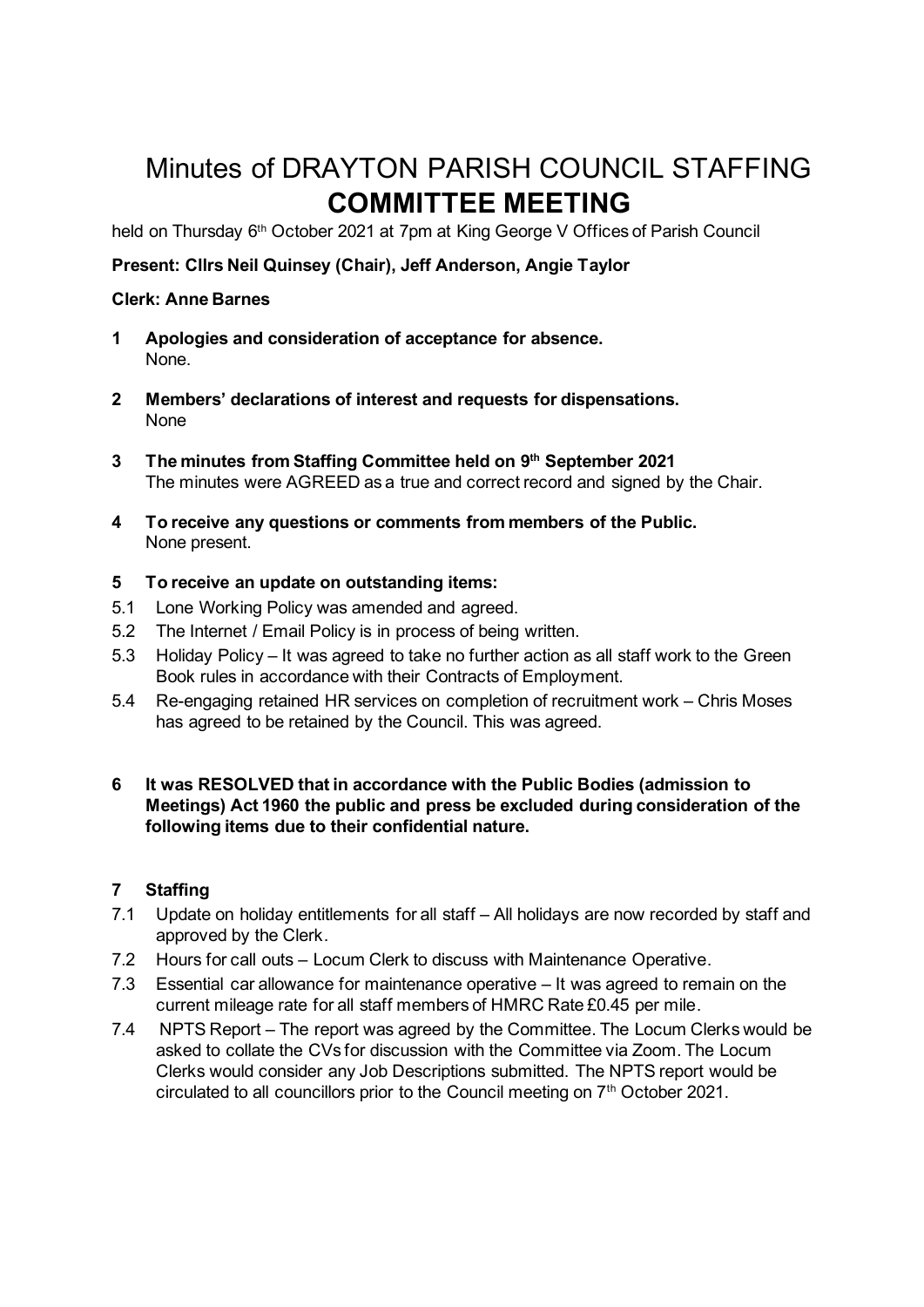# Minutes of DRAYTON PARISH COUNCIL STAFFING **COMMITTEE MEETING**

held on Thursday 6th October 2021 at 7pm at King George V Offices of Parish Council

**Present: Cllrs Neil Quinsey (Chair), Jeff Anderson, Angie Taylor**

**Clerk: Anne Barnes**

**1 Apologies and consideration of acceptance for absence.**
None.

**2 Members' declarations of interest and requests for dispensations.**
None

**3 The minutes from Staffing Committee held on 9th September 2021**
The minutes were AGREED as a true and correct record and signed by the Chair.

**4 To receive any questions or comments from members of the Public.**
None present.

**5 To receive an update on outstanding items:**

5.1 Lone Working Policy was amended and agreed.

5.2 The Internet / Email Policy is in process of being written.

5.3 Holiday Policy – It was agreed to take no further action as all staff work to the Green Book rules in accordance with their Contracts of Employment.

5.4 Re-engaging retained HR services on completion of recruitment work – Chris Moses has agreed to be retained by the Council. This was agreed.

**6 It was RESOLVED that in accordance with the Public Bodies (admission to Meetings) Act 1960 the public and press be excluded during consideration of the following items due to their confidential nature.**

**7 Staffing**

7.1 Update on holiday entitlements for all staff – All holidays are now recorded by staff and approved by the Clerk.

7.2 Hours for call outs – Locum Clerk to discuss with Maintenance Operative.

7.3 Essential car allowance for maintenance operative – It was agreed to remain on the current mileage rate for all staff members of HMRC Rate £0.45 per mile.

7.4 NPTS Report – The report was agreed by the Committee. The Locum Clerks would be asked to collate the CVs for discussion with the Committee via Zoom. The Locum Clerks would consider any Job Descriptions submitted. The NPTS report would be circulated to all councillors prior to the Council meeting on 7th October 2021.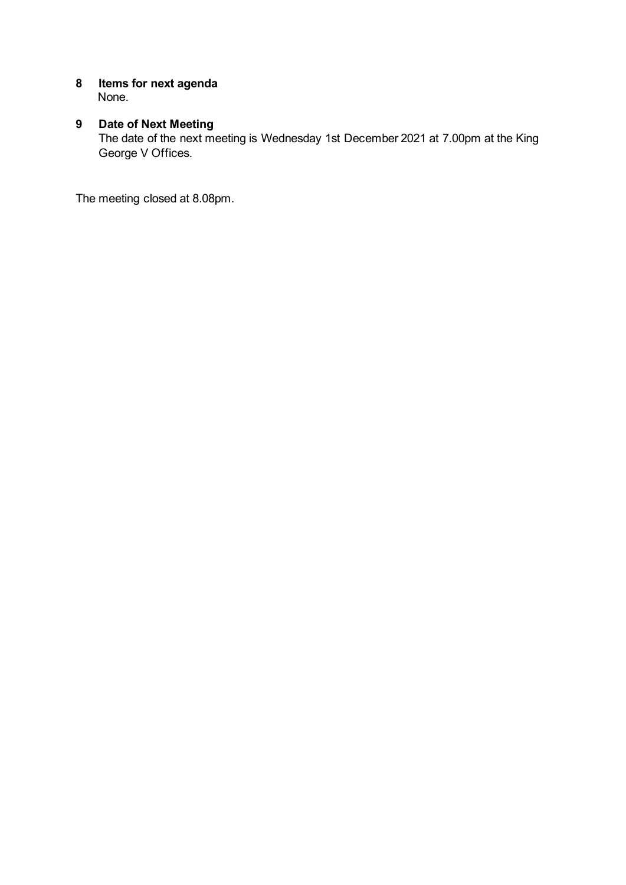## 8 Items for next agenda

None.

## 9 Date of Next Meeting

The date of the next meeting is Wednesday 1st December 2021 at 7.00pm at the King George V Offices.

The meeting closed at 8.08pm.